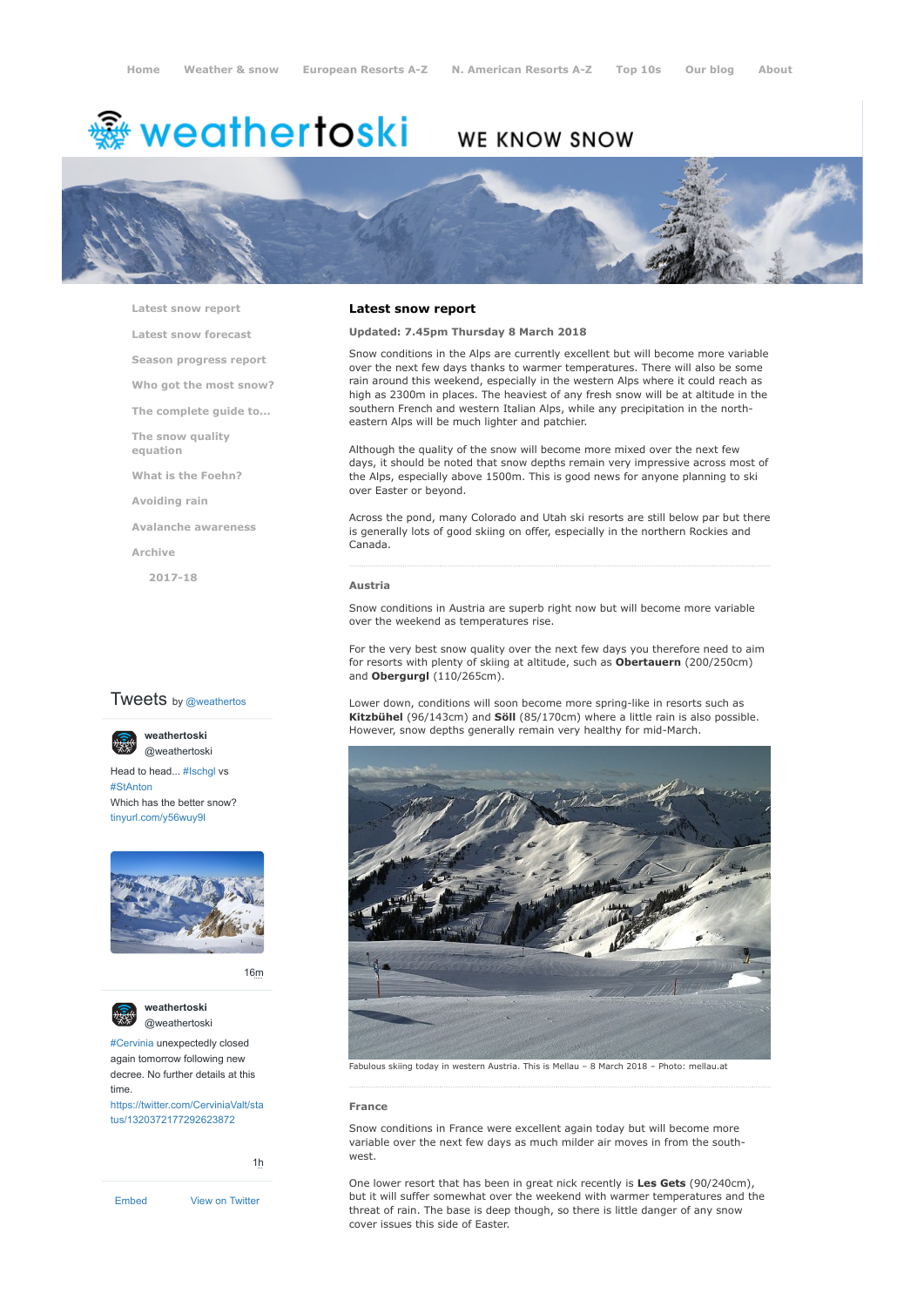Home | Weather & snow | European Resorts A-Z | N. American Resorts A-Z | Top 10s | Our blog | About

# weathertoski

WE KNOW SNOW

- Latest snow report
- Latest snow forecast
- Season progress report
- Who got the most snow?
- The complete guide to...
- The snow quality equation
- What is the Foehn?
- Avoiding rain
- Avalanche awareness
- Archive
  - 2017-18

## Latest snow report

**Updated: 7.45pm Thursday 8 March 2018**

Snow conditions in the Alps are currently excellent but will become more variable over the next few days thanks to warmer temperatures. There will also be some rain around this weekend, especially in the western Alps where it could reach as high as 2300m in places. The heaviest of any fresh snow will be at altitude in the southern French and western Italian Alps, while any precipitation in the north-eastern Alps will be much lighter and patchier.

Although the quality of the snow will become more mixed over the next few days, it should be noted that snow depths remain very impressive across most of the Alps, especially above 1500m. This is good news for anyone planning to ski over Easter or beyond.

Across the pond, many Colorado and Utah ski resorts are still below par but there is generally lots of good skiing on offer, especially in the northern Rockies and Canada.

### Austria

Snow conditions in Austria are superb right now but will become more variable over the weekend as temperatures rise.

For the very best snow quality over the next few days you therefore need to aim for resorts with plenty of skiing at altitude, such as **Obertauern** (200/250cm) and **Obergurgl** (110/265cm).

Lower down, conditions will soon become more spring-like in resorts such as **Kitzbühel** (96/143cm) and **Söll** (85/170cm) where a little rain is also possible. However, snow depths generally remain very healthy for mid-March.

Fabulous skiing today in western Austria. This is Mellau – 8 March 2018 – Photo: mellau.at

### France

Snow conditions in France were excellent again today but will become more variable over the next few days as much milder air moves in from the south-west.

One lower resort that has been in great nick recently is **Les Gets** (90/240cm), but it will suffer somewhat over the weekend with warmer temperatures and the threat of rain. The base is deep though, so there is little danger of any snow cover issues this side of Easter.

Tweets by @weathertos

**weathertoski** @weathertoski

Head to head... #Ischgl vs #StAnton
Which has the better snow?
tinyurl.com/y56wuy9l

16m

**weathertoski** @weathertoski

#Cervinia unexpectedly closed again tomorrow following new decree. No further details at this time.
https://twitter.com/CerviniaValt/status/1320372177292623872

1h

Embed | View on Twitter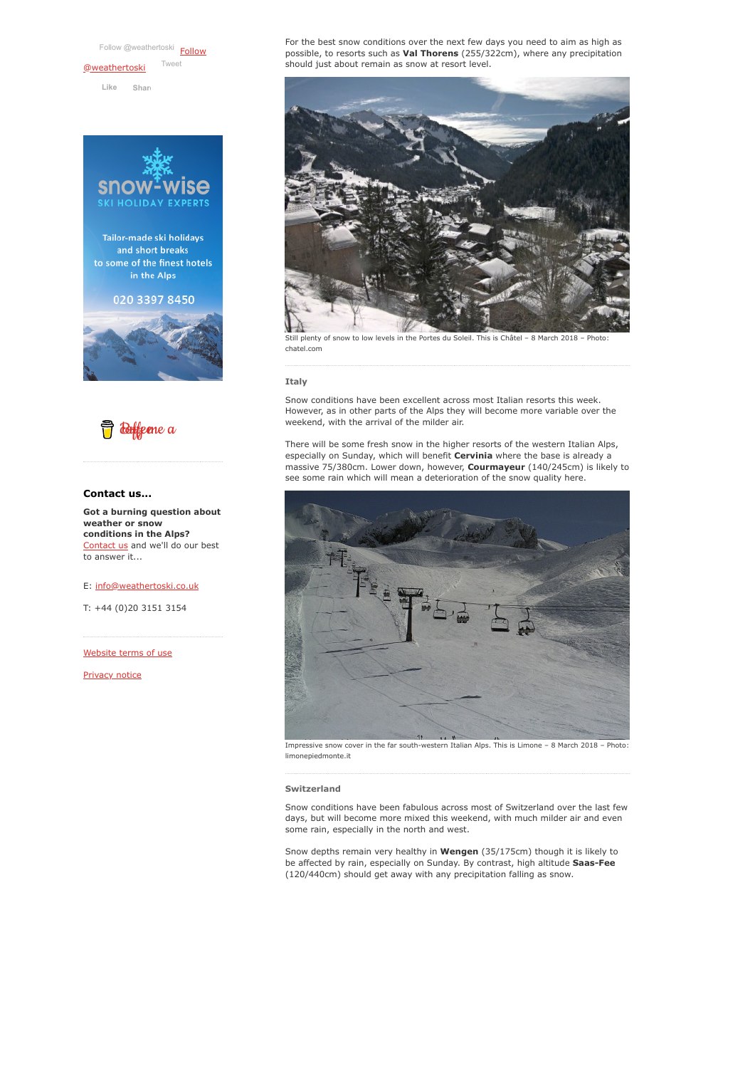Follow @weathertoski Follow @weathertoski Tweet

Like Share

snow-wise
SKI HOLIDAY EXPERTS

Tailor-made ski holidays and short breaks to some of the finest hotels in the Alps

020 3397 8450

Buy me a coffee

### Contact us...

**Got a burning question about weather or snow conditions in the Alps?** Contact us and we'll do our best to answer it...

E: info@weathertoski.co.uk

T: +44 (0)20 3151 3154

Website terms of use

Privacy notice

For the best snow conditions over the next few days you need to aim as high as possible, to resorts such as **Val Thorens** (255/322cm), where any precipitation should just about remain as snow at resort level.

Still plenty of snow to low levels in the Portes du Soleil. This is Châtel – 8 March 2018 – Photo: chatel.com

#### Italy

Snow conditions have been excellent across most Italian resorts this week. However, as in other parts of the Alps they will become more variable over the weekend, with the arrival of the milder air.

There will be some fresh snow in the higher resorts of the western Italian Alps, especially on Sunday, which will benefit **Cervinia** where the base is already a massive 75/380cm. Lower down, however, **Courmayeur** (140/245cm) is likely to see some rain which will mean a deterioration of the snow quality here.

Impressive snow cover in the far south-western Italian Alps. This is Limone – 8 March 2018 – Photo: limonepiedmonte.it

#### Switzerland

Snow conditions have been fabulous across most of Switzerland over the last few days, but will become more mixed this weekend, with much milder air and even some rain, especially in the north and west.

Snow depths remain very healthy in **Wengen** (35/175cm) though it is likely to be affected by rain, especially on Sunday. By contrast, high altitude **Saas-Fee** (120/440cm) should get away with any precipitation falling as snow.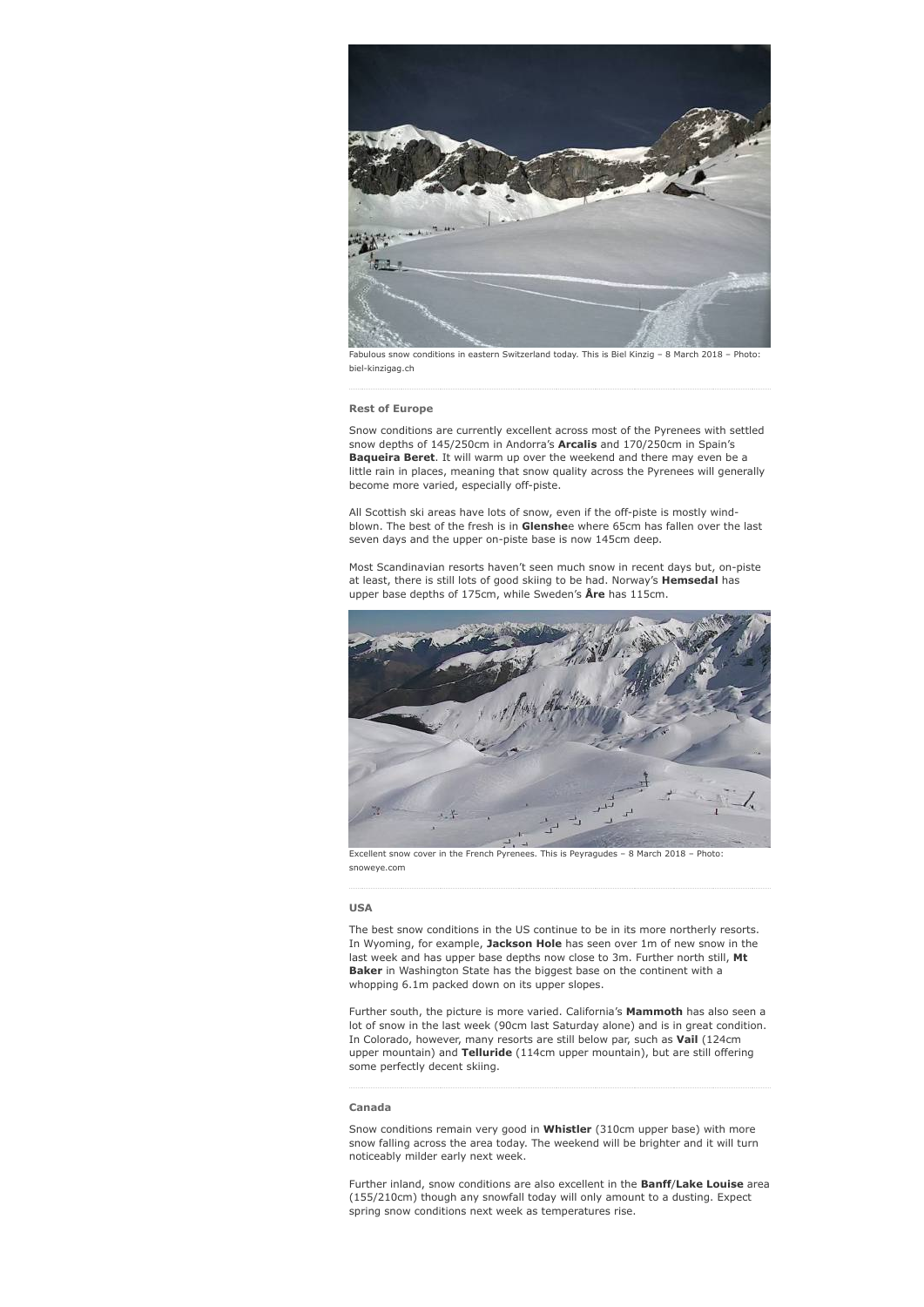Fabulous snow conditions in eastern Switzerland today. This is Biel Kinzig – 8 March 2018 – Photo: biel-kinzigag.ch

### Rest of Europe

Snow conditions are currently excellent across most of the Pyrenees with settled snow depths of 145/250cm in Andorra's **Arcalis** and 170/250cm in Spain's **Baqueira Beret**. It will warm up over the weekend and there may even be a little rain in places, meaning that snow quality across the Pyrenees will generally become more varied, especially off-piste.

All Scottish ski areas have lots of snow, even if the off-piste is mostly wind-blown. The best of the fresh is in **Glenshe**e where 65cm has fallen over the last seven days and the upper on-piste base is now 145cm deep.

Most Scandinavian resorts haven't seen much snow in recent days but, on-piste at least, there is still lots of good skiing to be had. Norway's **Hemsedal** has upper base depths of 175cm, while Sweden's **Åre** has 115cm.

Excellent snow cover in the French Pyrenees. This is Peyragudes – 8 March 2018 – Photo: snoweye.com

### USA

The best snow conditions in the US continue to be in its more northerly resorts. In Wyoming, for example, **Jackson Hole** has seen over 1m of new snow in the last week and has upper base depths now close to 3m. Further north still, **Mt Baker** in Washington State has the biggest base on the continent with a whopping 6.1m packed down on its upper slopes.

Further south, the picture is more varied. California's **Mammoth** has also seen a lot of snow in the last week (90cm last Saturday alone) and is in great condition. In Colorado, however, many resorts are still below par, such as **Vail** (124cm upper mountain) and **Telluride** (114cm upper mountain), but are still offering some perfectly decent skiing.

### Canada

Snow conditions remain very good in **Whistler** (310cm upper base) with more snow falling across the area today. The weekend will be brighter and it will turn noticeably milder early next week.

Further inland, snow conditions are also excellent in the **Banff**/**Lake Louise** area (155/210cm) though any snowfall today will only amount to a dusting. Expect spring snow conditions next week as temperatures rise.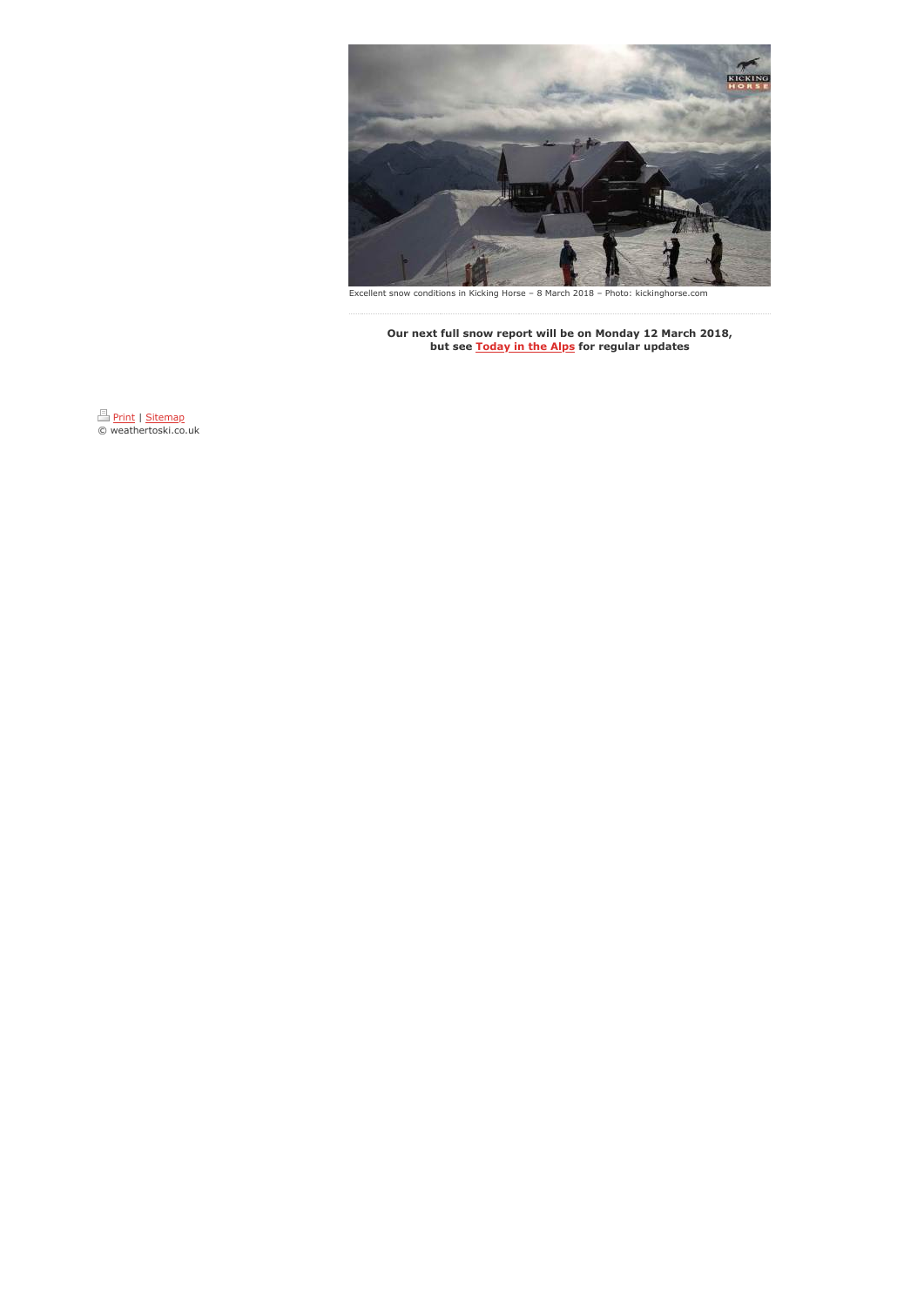Excellent snow conditions in Kicking Horse – 8 March 2018 – Photo: kickinghorse.com

**Our next full snow report will be on Monday 12 March 2018, but see Today in the Alps for regular updates**

Print | Sitemap
© weathertoski.co.uk